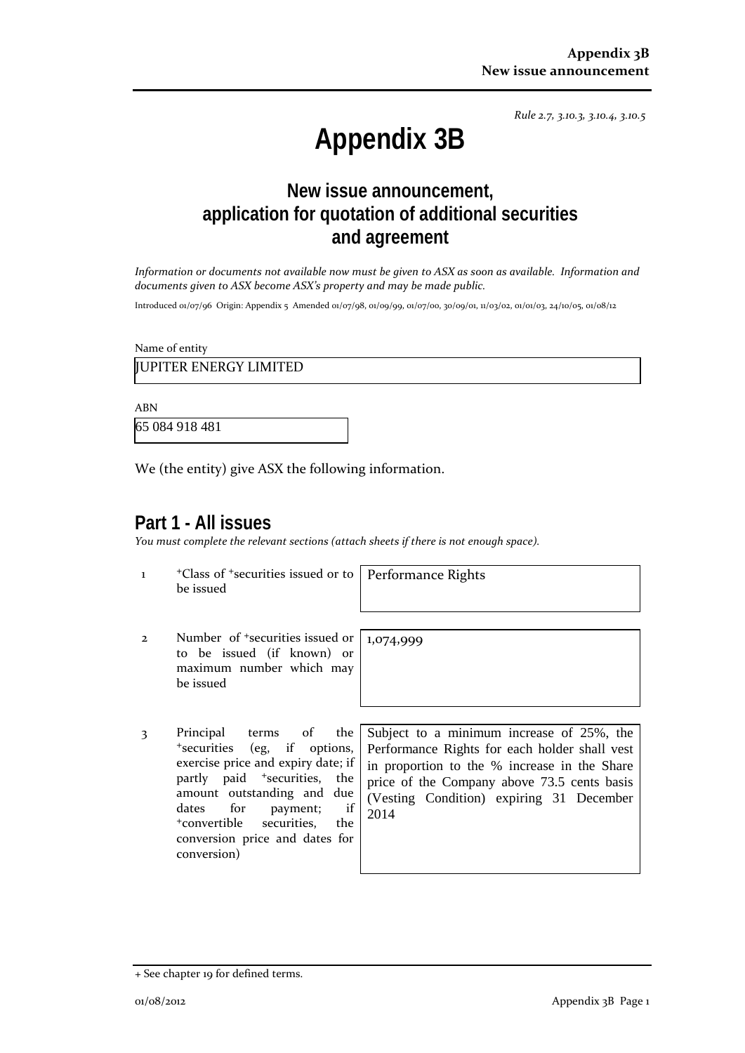*Rule 2.7, 3.10.3, 3.10.4, 3.10.5*

# Appendix 3B

## New issue announcement, application for quotation of additional securities and agreement

*Information or documents not available now must be given to ASX as soon as available. Information and documents given to ASX become ASX's property and may be made public.*

Introduced 01/07/96 Origin: Appendix 5 Amended 01/07/98, 01/09/99, 01/07/00, 30/09/01, 11/03/02, 01/01/03, 24/10/05, 01/08/12

Name of entity

JUPITER ENERGY LIMITED

ABN

65 084 918 481

We (the entity) give ASX the following information.

## Part 1 - All issues

*You must complete the relevant sections (attach sheets if there is not enough space).*

| | | |
|---|---|---|
| 1 | +Class of +securities issued or to be issued | Performance Rights |
| 2 | Number of +securities issued or to be issued (if known) or maximum number which may be issued | 1,074,999 |
| 3 | Principal terms of the +securities (eg, if options, exercise price and expiry date; if partly paid +securities, the amount outstanding and due dates for payment; if +convertible securities, the conversion price and dates for conversion) | Subject to a minimum increase of 25%, the Performance Rights for each holder shall vest in proportion to the % increase in the Share price of the Company above 73.5 cents basis (Vesting Condition) expiring 31 December 2014 |

+ See chapter 19 for defined terms.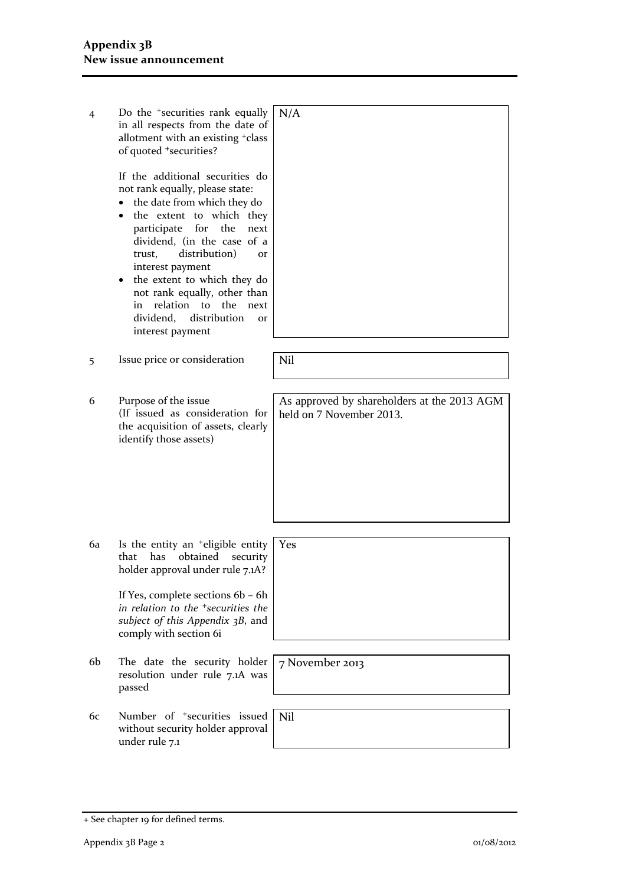| | | |
|---|---|---|
| 4 | Do the +securities rank equally in all respects from the date of allotment with an existing +class of quoted +securities?<br><br>If the additional securities do not rank equally, please state:<br>• the date from which they do<br>• the extent to which they participate for the next dividend, (in the case of a trust, distribution) or interest payment<br>• the extent to which they do not rank equally, other than in relation to the next dividend, distribution or interest payment | N/A |
| 5 | Issue price or consideration | Nil |
| 6 | Purpose of the issue<br>(If issued as consideration for the acquisition of assets, clearly identify those assets) | As approved by shareholders at the 2013 AGM held on 7 November 2013. |
| 6a | Is the entity an +eligible entity that has obtained security holder approval under rule 7.1A?<br><br>If Yes, complete sections 6b – 6h *in relation to the +securities the subject of this Appendix 3B*, and comply with section 6i | Yes |
| 6b | The date the security holder resolution under rule 7.1A was passed | 7 November 2013 |
| 6c | Number of +securities issued without security holder approval under rule 7.1 | Nil |

+ See chapter 19 for defined terms.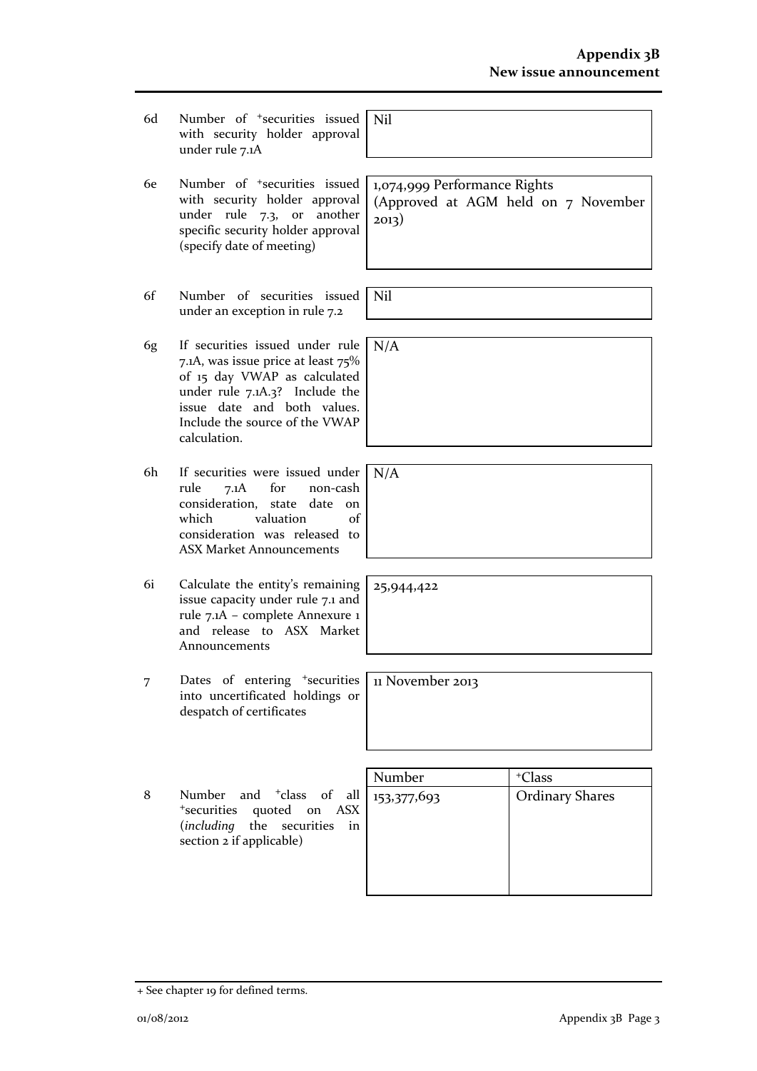| | | |
|---|---|---|
| 6d | Number of +securities issued with security holder approval under rule 7.1A | Nil |
| 6e | Number of +securities issued with security holder approval under rule 7.3, or another specific security holder approval (specify date of meeting) | 1,074,999 Performance Rights (Approved at AGM held on 7 November 2013) |
| 6f | Number of securities issued under an exception in rule 7.2 | Nil |
| 6g | If securities issued under rule 7.1A, was issue price at least 75% of 15 day VWAP as calculated under rule 7.1A.3? Include the issue date and both values. Include the source of the VWAP calculation. | N/A |
| 6h | If securities were issued under rule 7.1A for non-cash consideration, state date on which valuation of consideration was released to ASX Market Announcements | N/A |
| 6i | Calculate the entity's remaining issue capacity under rule 7.1 and rule 7.1A – complete Annexure 1 and release to ASX Market Announcements | 25,944,422 |
| 7 | Dates of entering +securities into uncertificated holdings or despatch of certificates | 11 November 2013 |

| | | Number | +Class |
|---|---|---|---|
| 8 | Number and +class of all +securities quoted on ASX (*including* the securities in section 2 if applicable) | 153,377,693 | Ordinary Shares |

+ See chapter 19 for defined terms.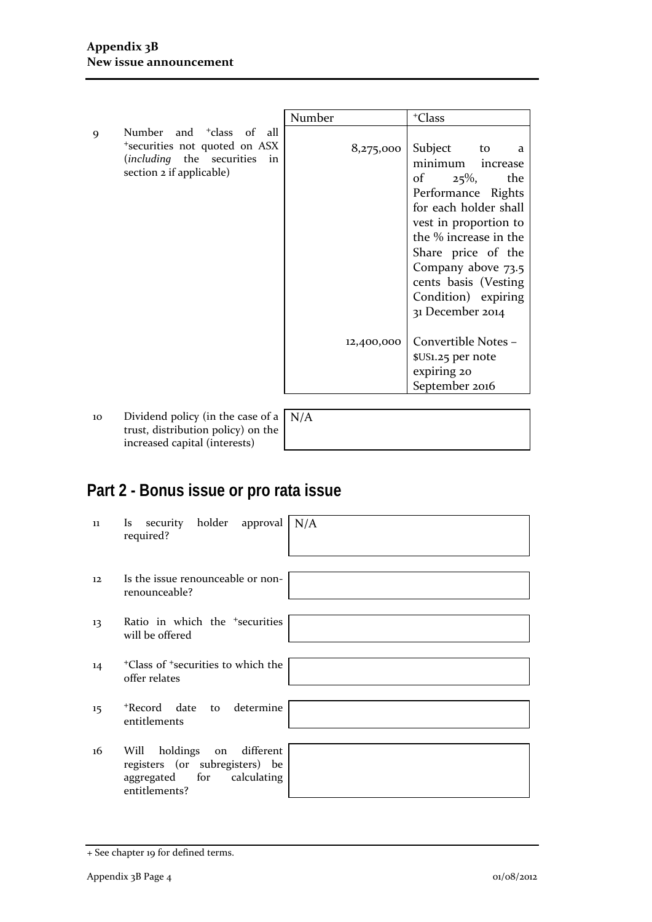| | | Number | +Class |
|---|---|---|---|
| 9 | Number and +class of all +securities not quoted on ASX (*including* the securities in section 2 if applicable) | 8,275,000 | Subject to a minimum increase of 25%, the Performance Rights for each holder shall vest in proportion to the % increase in the Share price of the Company above 73.5 cents basis (Vesting Condition) expiring 31 December 2014 |
| | | 12,400,000 | Convertible Notes – $US1.25 per note expiring 20 September 2016 |

| | | |
|---|---|---|
| 10 | Dividend policy (in the case of a trust, distribution policy) on the increased capital (interests) | N/A |

## Part 2 - Bonus issue or pro rata issue

| | | |
|---|---|---|
| 11 | Is security holder approval required? | N/A |
| 12 | Is the issue renounceable or non-renounceable? | |
| 13 | Ratio in which the +securities will be offered | |
| 14 | +Class of +securities to which the offer relates | |
| 15 | +Record date to determine entitlements | |
| 16 | Will holdings on different registers (or subregisters) be aggregated for calculating entitlements? | |

+ See chapter 19 for defined terms.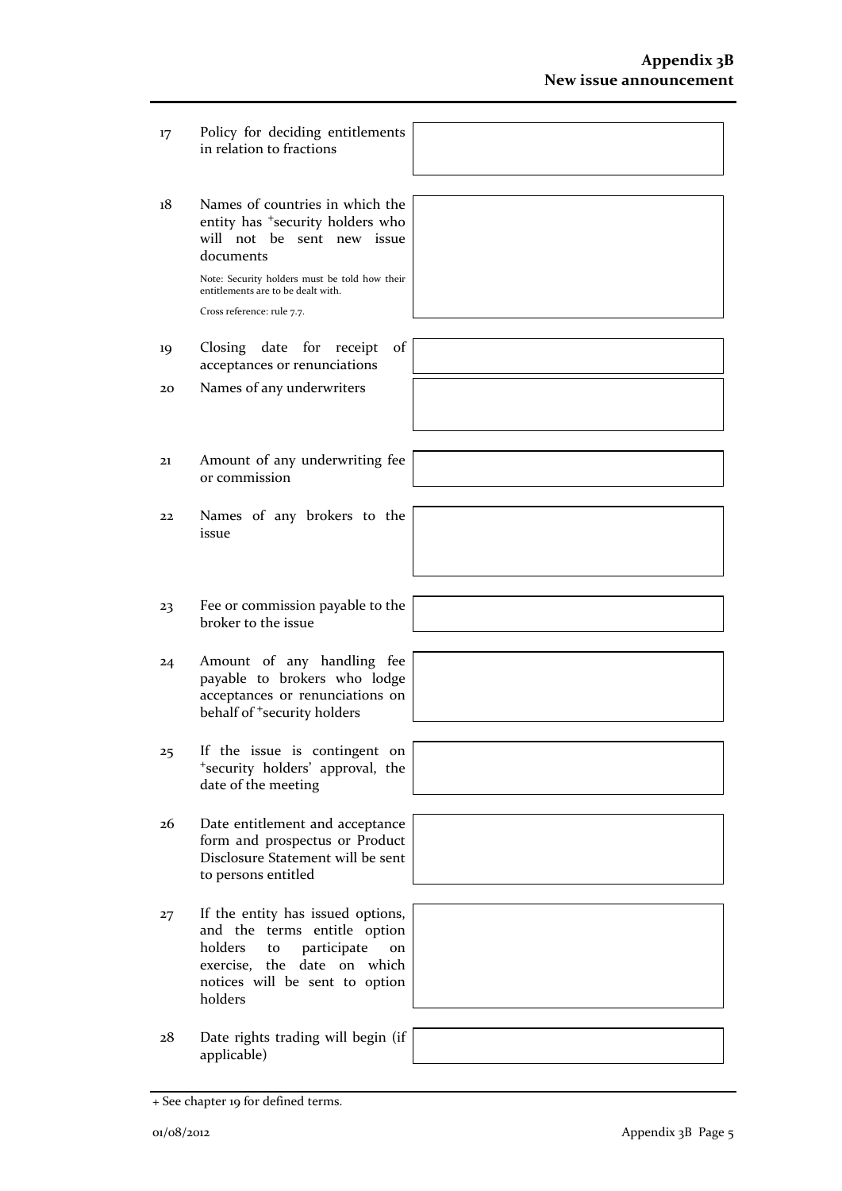| | | |
|---|---|---|
| 17 | Policy for deciding entitlements in relation to fractions | |
| 18 | Names of countries in which the entity has +security holders who will not be sent new issue documents<br><br>Note: Security holders must be told how their entitlements are to be dealt with.<br><br>Cross reference: rule 7.7. | |
| 19 | Closing date for receipt of acceptances or renunciations | |
| 20 | Names of any underwriters | |
| 21 | Amount of any underwriting fee or commission | |
| 22 | Names of any brokers to the issue | |
| 23 | Fee or commission payable to the broker to the issue | |
| 24 | Amount of any handling fee payable to brokers who lodge acceptances or renunciations on behalf of +security holders | |
| 25 | If the issue is contingent on +security holders' approval, the date of the meeting | |
| 26 | Date entitlement and acceptance form and prospectus or Product Disclosure Statement will be sent to persons entitled | |
| 27 | If the entity has issued options, and the terms entitle option holders to participate on exercise, the date on which notices will be sent to option holders | |
| 28 | Date rights trading will begin (if applicable) | |

+ See chapter 19 for defined terms.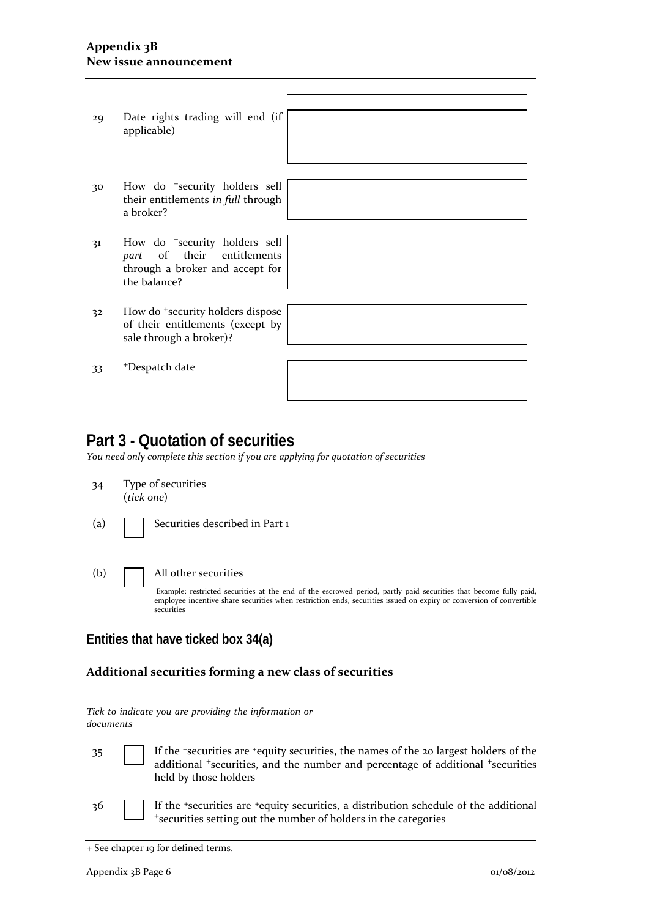| | | |
|---|---|---|
| 29 | Date rights trading will end (if applicable) | |
| 30 | How do +security holders sell their entitlements *in full* through a broker? | |
| 31 | How do +security holders sell *part* of their entitlements through a broker and accept for the balance? | |
| 32 | How do +security holders dispose of their entitlements (except by sale through a broker)? | |
| 33 | +Despatch date | |

## Part 3 - Quotation of securities

*You need only complete this section if you are applying for quotation of securities*

34 Type of securities
(*tick one*)

(a) ☐ Securities described in Part 1

(b) ☐ All other securities

Example: restricted securities at the end of the escrowed period, partly paid securities that become fully paid, employee incentive share securities when restriction ends, securities issued on expiry or conversion of convertible securities

### Entities that have ticked box 34(a)

#### Additional securities forming a new class of securities

*Tick to indicate you are providing the information or documents*

35 ☐ If the +securities are +equity securities, the names of the 20 largest holders of the additional +securities, and the number and percentage of additional +securities held by those holders

36 ☐ If the +securities are +equity securities, a distribution schedule of the additional +securities setting out the number of holders in the categories

+ See chapter 19 for defined terms.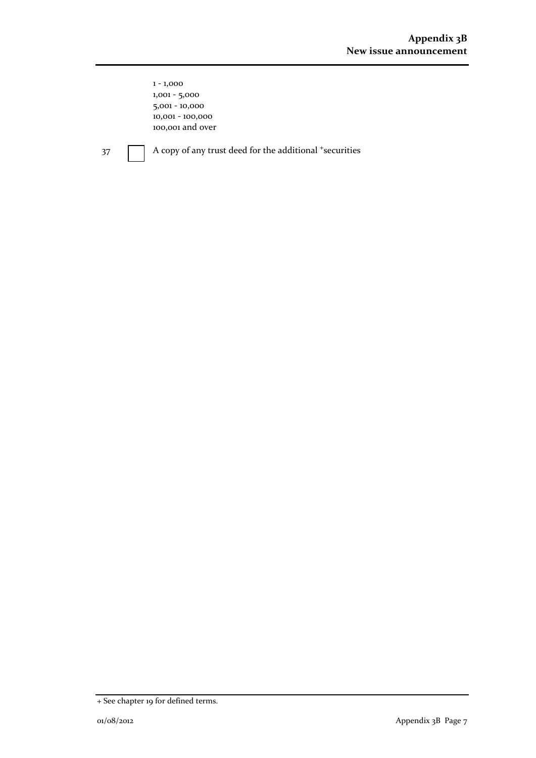1 - 1,000
1,001 - 5,000
5,001 - 10,000
10,001 - 100,000
100,001 and over

37 ☐ A copy of any trust deed for the additional +securities

+ See chapter 19 for defined terms.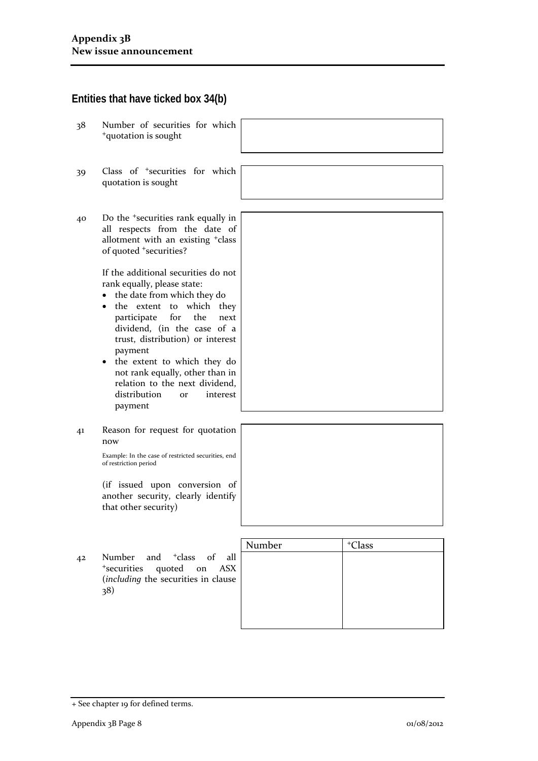## Entities that have ticked box 34(b)

| | | |
|---|---|---|
| 38 | Number of securities for which +quotation is sought | |
| 39 | Class of +securities for which quotation is sought | |
| 40 | Do the +securities rank equally in all respects from the date of allotment with an existing +class of quoted +securities?<br><br>If the additional securities do not rank equally, please state:<br>• the date from which they do<br>• the extent to which they participate for the next dividend, (in the case of a trust, distribution) or interest payment<br>• the extent to which they do not rank equally, other than in relation to the next dividend, distribution or interest payment | |
| 41 | Reason for request for quotation now<br><br>Example: In the case of restricted securities, end of restriction period<br><br>(if issued upon conversion of another security, clearly identify that other security) | |

42 Number and +class of all +securities quoted on ASX (*including* the securities in clause 38)

| Number | +Class |
|---|---|
| | |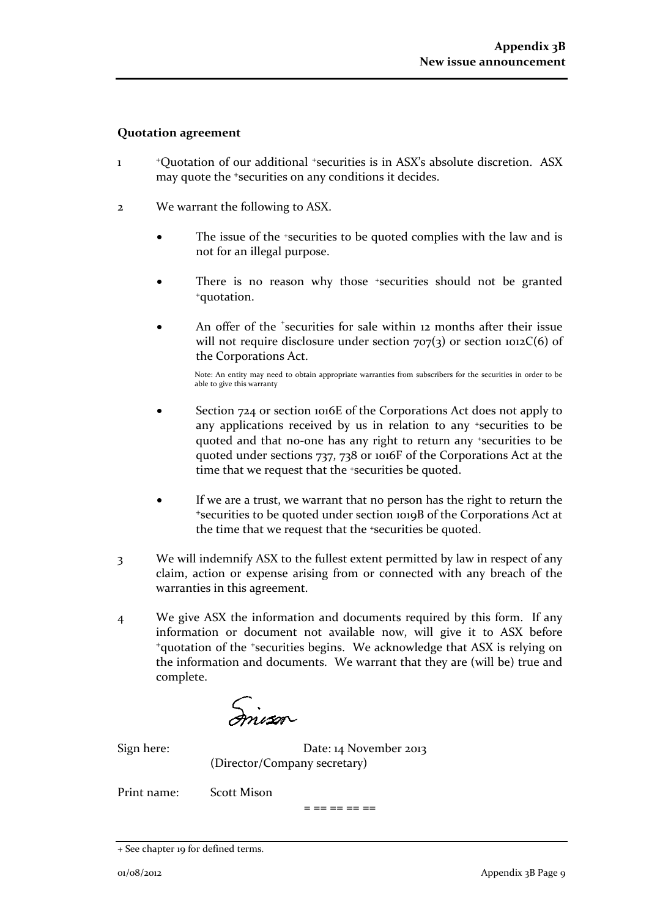## Quotation agreement

1. +Quotation of our additional +securities is in ASX's absolute discretion. ASX may quote the +securities on any conditions it decides.

2. We warrant the following to ASX.

   - The issue of the +securities to be quoted complies with the law and is not for an illegal purpose.

   - There is no reason why those +securities should not be granted +quotation.

   - An offer of the +securities for sale within 12 months after their issue will not require disclosure under section 707(3) or section 1012C(6) of the Corporations Act.

     Note: An entity may need to obtain appropriate warranties from subscribers for the securities in order to be able to give this warranty

   - Section 724 or section 1016E of the Corporations Act does not apply to any applications received by us in relation to any +securities to be quoted and that no-one has any right to return any +securities to be quoted under sections 737, 738 or 1016F of the Corporations Act at the time that we request that the +securities be quoted.

   - If we are a trust, we warrant that no person has the right to return the +securities to be quoted under section 1019B of the Corporations Act at the time that we request that the +securities be quoted.

3. We will indemnify ASX to the fullest extent permitted by law in respect of any claim, action or expense arising from or connected with any breach of the warranties in this agreement.

4. We give ASX the information and documents required by this form. If any information or document not available now, will give it to ASX before +quotation of the +securities begins. We acknowledge that ASX is relying on the information and documents. We warrant that they are (will be) true and complete.

Sign here: (Director/Company secretary) Date: 14 November 2013

Print name: Scott Mison

= == == == ==

+ See chapter 19 for defined terms.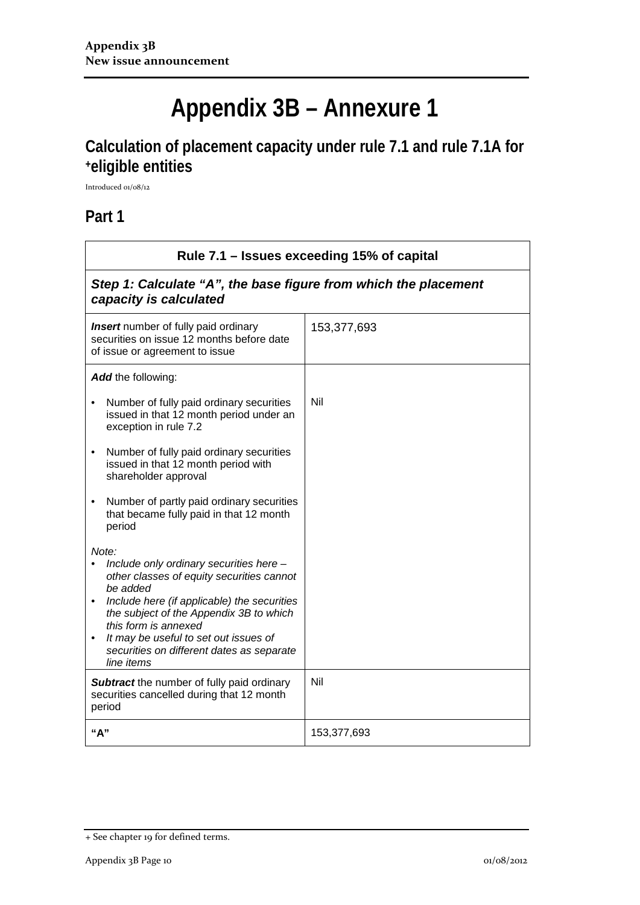# Appendix 3B – Annexure 1

## Calculation of placement capacity under rule 7.1 and rule 7.1A for +eligible entities

Introduced 01/08/12

## Part 1

| Rule 7.1 – Issues exceeding 15% of capital | |
|---|---|
| ***Step 1: Calculate "A", the base figure from which the placement capacity is calculated*** | |
| ***Insert*** number of fully paid ordinary securities on issue 12 months before date of issue or agreement to issue | 153,377,693 |
| ***Add*** the following:<br>• Number of fully paid ordinary securities issued in that 12 month period under an exception in rule 7.2<br>• Number of fully paid ordinary securities issued in that 12 month period with shareholder approval<br>• Number of partly paid ordinary securities that became fully paid in that 12 month period<br>*Note:*<br>• *Include only ordinary securities here – other classes of equity securities cannot be added*<br>• *Include here (if applicable) the securities the subject of the Appendix 3B to which this form is annexed*<br>• *It may be useful to set out issues of securities on different dates as separate line items* | Nil |
| ***Subtract*** the number of fully paid ordinary securities cancelled during that 12 month period | Nil |
| **"A"** | 153,377,693 |

+ See chapter 19 for defined terms.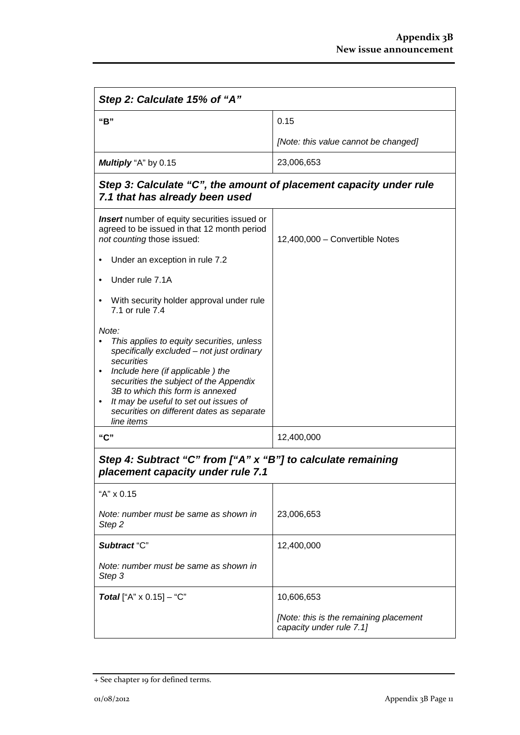| Step 2: Calculate 15% of "A" | |
|---|---|
| **"B"** | 0.15<br><br>*[Note: this value cannot be changed]* |
| ***Multiply*** "A" by 0.15 | 23,006,653 |

| Step 3: Calculate "C", the amount of placement capacity under rule 7.1 that has already been used | |
|---|---|
| ***Insert*** number of equity securities issued or agreed to be issued in that 12 month period *not counting* those issued:<br><br>• Under an exception in rule 7.2<br>• Under rule 7.1A<br>• With security holder approval under rule 7.1 or rule 7.4<br><br>*Note:*<br>• *This applies to equity securities, unless specifically excluded – not just ordinary securities*<br>• *Include here (if applicable ) the securities the subject of the Appendix 3B to which this form is annexed*<br>• *It may be useful to set out issues of securities on different dates as separate line items* | 12,400,000 – Convertible Notes |
| **"C"** | 12,400,000 |

| Step 4: Subtract "C" from ["A" x "B"] to calculate remaining placement capacity under rule 7.1 | |
|---|---|
| "A" x 0.15<br><br>*Note: number must be same as shown in Step 2* | 23,006,653 |
| ***Subtract*** "C"<br><br>*Note: number must be same as shown in Step 3* | 12,400,000 |
| ***Total*** ["A" x 0.15] – "C" | 10,606,653<br><br>*[Note: this is the remaining placement capacity under rule 7.1]* |

+ See chapter 19 for defined terms.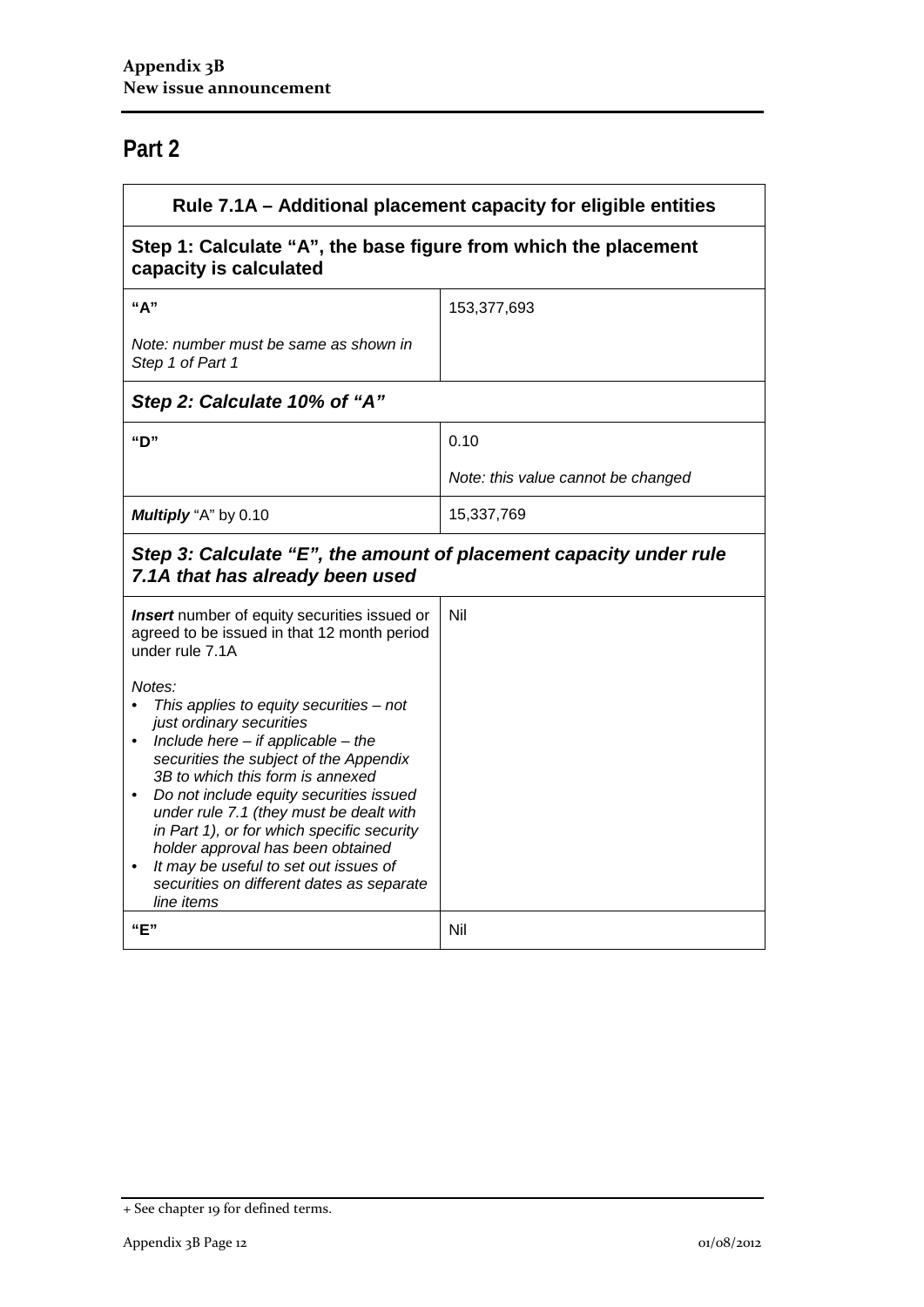## Part 2

| Rule 7.1A – Additional placement capacity for eligible entities | |
|---|---|
| **Step 1: Calculate "A", the base figure from which the placement capacity is calculated** | |
| **"A"**<br><br>*Note: number must be same as shown in Step 1 of Part 1* | 153,377,693 |
| ***Step 2: Calculate 10% of "A"*** | |
| **"D"** | 0.10<br><br>*Note: this value cannot be changed* |
| ***Multiply*** "A" by 0.10 | 15,337,769 |
| ***Step 3: Calculate "E", the amount of placement capacity under rule 7.1A that has already been used*** | |
| ***Insert*** number of equity securities issued or agreed to be issued in that 12 month period under rule 7.1A<br><br>*Notes:*<br>• *This applies to equity securities – not just ordinary securities*<br>• *Include here – if applicable – the securities the subject of the Appendix 3B to which this form is annexed*<br>• *Do not include equity securities issued under rule 7.1 (they must be dealt with in Part 1), or for which specific security holder approval has been obtained*<br>• *It may be useful to set out issues of securities on different dates as separate line items* | Nil |
| **"E"** | Nil |

+ See chapter 19 for defined terms.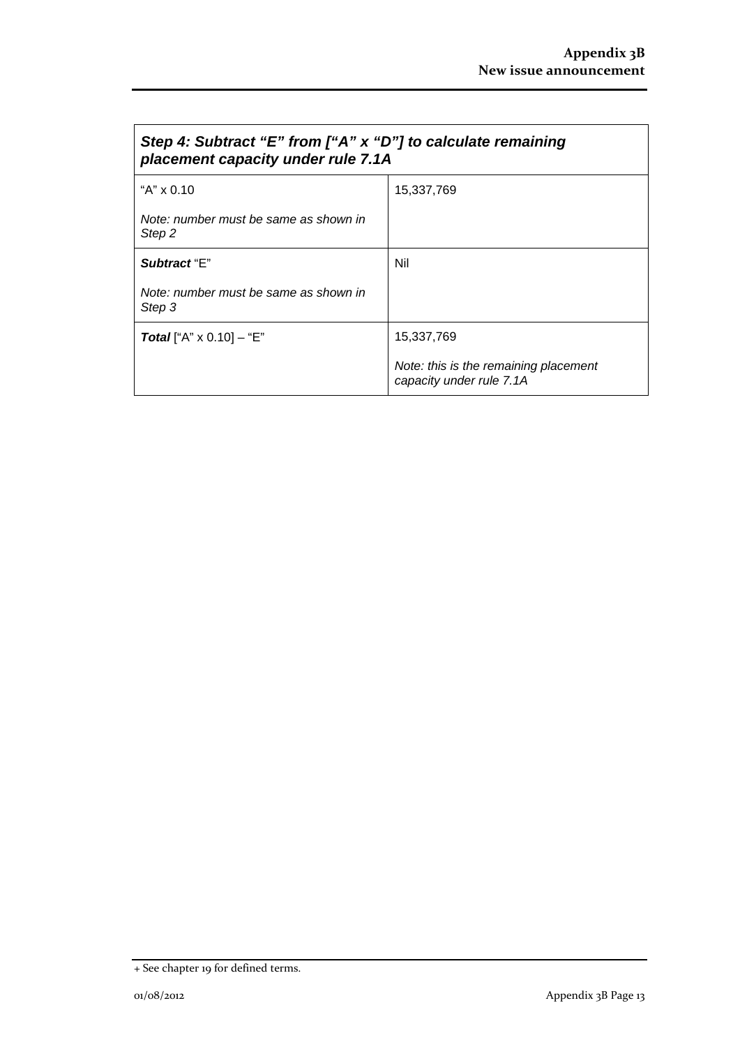| ***Step 4: Subtract "E" from ["A" x "D"] to calculate remaining placement capacity under rule 7.1A*** | |
|---|---|
| "A" x 0.10<br><br>*Note: number must be same as shown in Step 2* | 15,337,769 |
| ***Subtract*** "E"<br><br>*Note: number must be same as shown in Step 3* | Nil |
| ***Total*** ["A" x 0.10] – "E" | 15,337,769<br><br>*Note: this is the remaining placement capacity under rule 7.1A* |

+ See chapter 19 for defined terms.